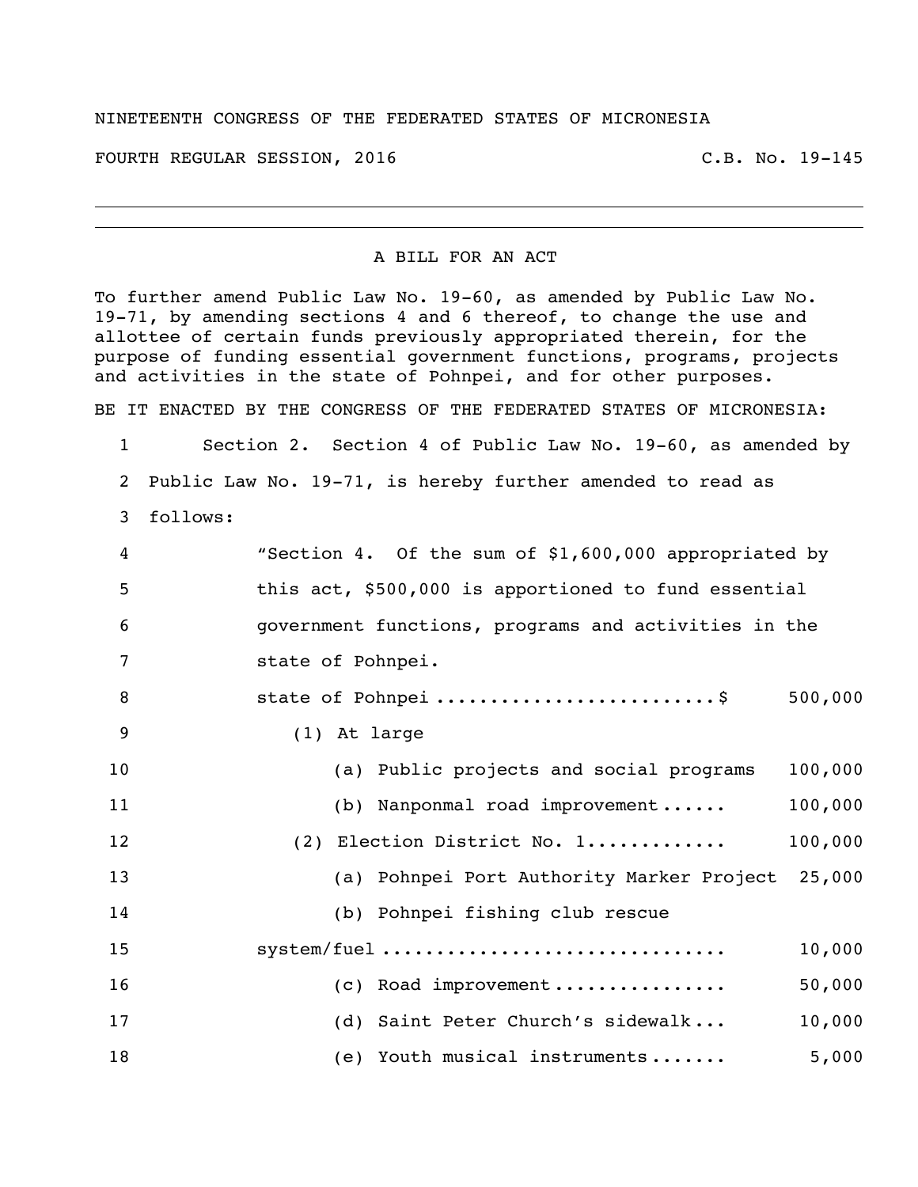NINETEENTH CONGRESS OF THE FEDERATED STATES OF MICRONESIA

FOURTH REGULAR SESSION, 2016 C.B. No. 19-145

---

A BILL FOR AN ACT

To further amend Public Law No. 19-60, as amended by Public Law No. 19-71, by amending sections 4 and 6 thereof, to change the use and allottee of certain funds previously appropriated therein, for the purpose of funding essential government functions, programs, projects and activities in the state of Pohnpei, and for other purposes.

BE IT ENACTED BY THE CONGRESS OF THE FEDERATED STATES OF MICRONESIA:

1 Section 2. Section 4 of Public Law No. 19-60, as amended by
2 Public Law No. 19-71, is hereby further amended to read as
3 follows:

4 "Section 4. Of the sum of $1,600,000 appropriated by
5 this act, $500,000 is apportioned to fund essential
6 government functions, programs and activities in the
7 state of Pohnpei.

8 state of Pohnpei .........................$ 500,000
9 (1) At large
10 (a) Public projects and social programs 100,000
11 (b) Nanponmal road improvement...... 100,000
12 (2) Election District No. 1............ 100,000
13 (a) Pohnpei Port Authority Marker Project 25,000
14 (b) Pohnpei fishing club rescue
15 system/fuel ............................... 10,000
16 (c) Road improvement............... 50,000
17 (d) Saint Peter Church's sidewalk... 10,000
18 (e) Youth musical instruments....... 5,000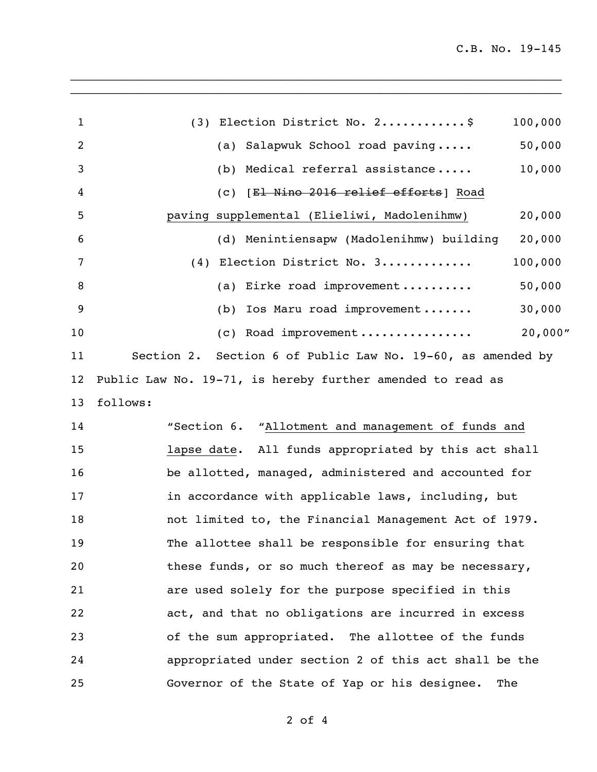(3) Election District No. 2...........$ 100,000

(a) Salapwuk School road paving..... 50,000

(b) Medical referral assistance..... 10,000

(c) [~~El Nino 2016 relief efforts~~] <u>Road paving supplemental (Elieliwi, Madolenihmw)</u> 20,000

(d) Menintiensapw (Madolenihmw) building 20,000

(4) Election District No. 3............ 100,000

(a) Eirke road improvement.......... 50,000

(b) Ios Maru road improvement....... 30,000

(c) Road improvement............... 20,000"

Section 2. Section 6 of Public Law No. 19-60, as amended by Public Law No. 19-71, is hereby further amended to read as follows:

"Section 6. "<u>Allotment and management of funds and lapse date</u>. All funds appropriated by this act shall be allotted, managed, administered and accounted for in accordance with applicable laws, including, but not limited to, the Financial Management Act of 1979. The allottee shall be responsible for ensuring that these funds, or so much thereof as may be necessary, are used solely for the purpose specified in this act, and that no obligations are incurred in excess of the sum appropriated. The allottee of the funds appropriated under section 2 of this act shall be the Governor of the State of Yap or his designee. The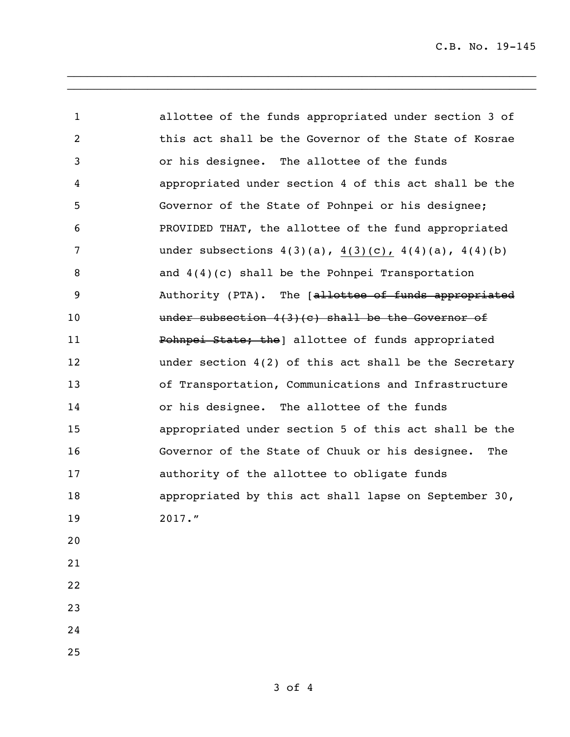allottee of the funds appropriated under section 3 of this act shall be the Governor of the State of Kosrae or his designee. The allottee of the funds appropriated under section 4 of this act shall be the Governor of the State of Pohnpei or his designee; PROVIDED THAT, the allottee of the fund appropriated under subsections 4(3)(a), <u>4(3)(c),</u> 4(4)(a), 4(4)(b) and 4(4)(c) shall be the Pohnpei Transportation Authority (PTA). The [~~allottee of funds appropriated under subsection 4(3)(c) shall be the Governor of Pohnpei State; the~~] allottee of funds appropriated under section 4(2) of this act shall be the Secretary of Transportation, Communications and Infrastructure or his designee. The allottee of the funds appropriated under section 5 of this act shall be the Governor of the State of Chuuk or his designee. The authority of the allottee to obligate funds appropriated by this act shall lapse on September 30, 2017."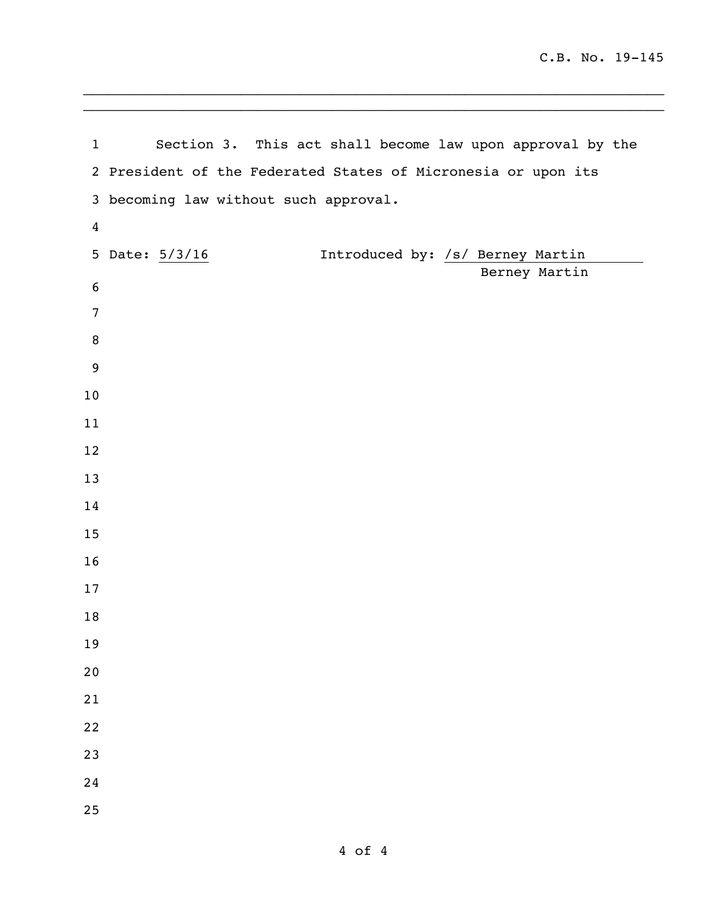Section 3. This act shall become law upon approval by the President of the Federated States of Micronesia or upon its becoming law without such approval.

Date: 5/3/16 Introduced by: /s/ Berney Martin

Berney Martin